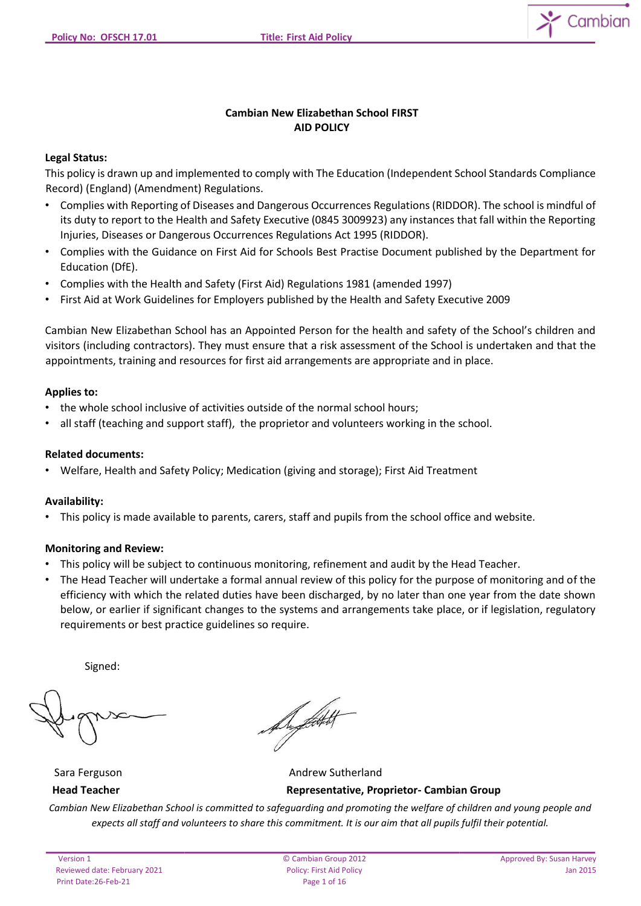# Cambian New Elizabethan School FIRST AID POLICY

**Legal Status:**

This policy is drawn up and implemented to comply with The Education (Independent School Standards Compliance Record) (England) (Amendment) Regulations.

- Complies with Reporting of Diseases and Dangerous Occurrences Regulations (RIDDOR). The school is mindful of its duty to report to the Health and Safety Executive (0845 3009923) any instances that fall within the Reporting Injuries, Diseases or Dangerous Occurrences Regulations Act 1995 (RIDDOR).
- Complies with the Guidance on First Aid for Schools Best Practise Document published by the Department for Education (DfE).
- Complies with the Health and Safety (First Aid) Regulations 1981 (amended 1997)
- First Aid at Work Guidelines for Employers published by the Health and Safety Executive 2009

Cambian New Elizabethan School has an Appointed Person for the health and safety of the School's children and visitors (including contractors). They must ensure that a risk assessment of the School is undertaken and that the appointments, training and resources for first aid arrangements are appropriate and in place.

**Applies to:**

- the whole school inclusive of activities outside of the normal school hours;
- all staff (teaching and support staff), the proprietor and volunteers working in the school.

**Related documents:**

- Welfare, Health and Safety Policy; Medication (giving and storage); First Aid Treatment

**Availability:**

- This policy is made available to parents, carers, staff and pupils from the school office and website.

**Monitoring and Review:**

- This policy will be subject to continuous monitoring, refinement and audit by the Head Teacher.
- The Head Teacher will undertake a formal annual review of this policy for the purpose of monitoring and of the efficiency with which the related duties have been discharged, by no later than one year from the date shown below, or earlier if significant changes to the systems and arrangements take place, or if legislation, regulatory requirements or best practice guidelines so require.

Signed:

| | |
|---|---|
| Sara Ferguson | Andrew Sutherland |
| **Head Teacher** | **Representative, Proprietor- Cambian Group** |

*Cambian New Elizabethan School is committed to safeguarding and promoting the welfare of children and young people and expects all staff and volunteers to share this commitment. It is our aim that all pupils fulfil their potential.*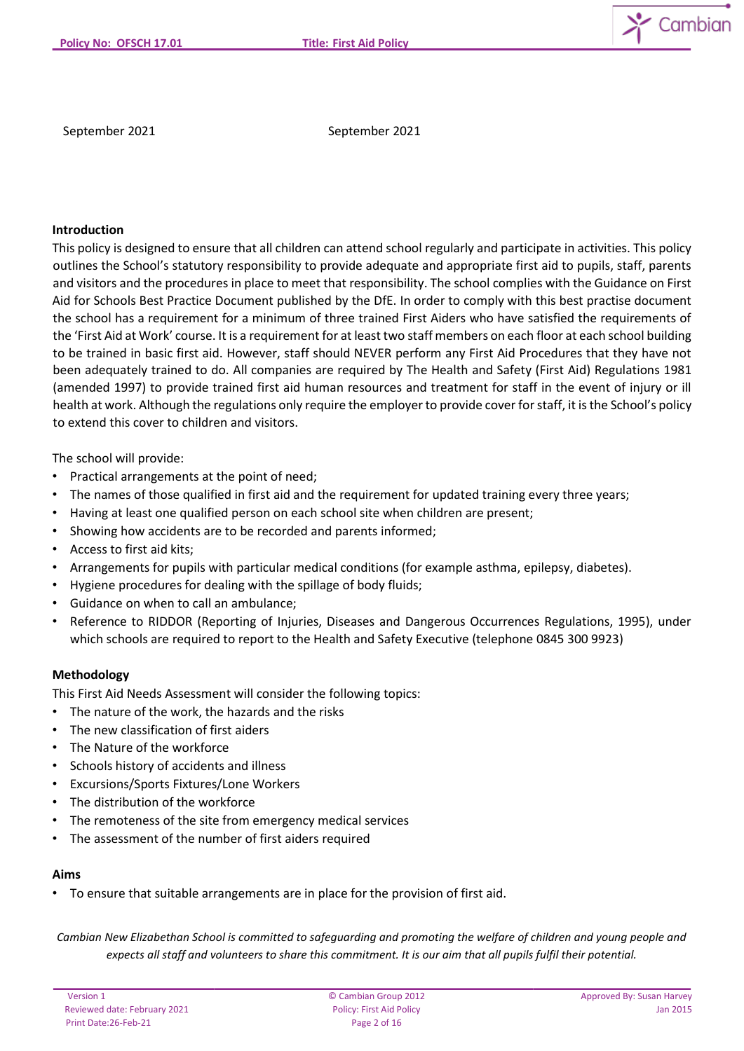September 2021 September 2021

**Introduction**

This policy is designed to ensure that all children can attend school regularly and participate in activities. This policy outlines the School's statutory responsibility to provide adequate and appropriate first aid to pupils, staff, parents and visitors and the procedures in place to meet that responsibility. The school complies with the Guidance on First Aid for Schools Best Practice Document published by the DfE. In order to comply with this best practise document the school has a requirement for a minimum of three trained First Aiders who have satisfied the requirements of the 'First Aid at Work' course. It is a requirement for at least two staff members on each floor at each school building to be trained in basic first aid. However, staff should NEVER perform any First Aid Procedures that they have not been adequately trained to do. All companies are required by The Health and Safety (First Aid) Regulations 1981 (amended 1997) to provide trained first aid human resources and treatment for staff in the event of injury or ill health at work. Although the regulations only require the employer to provide cover for staff, it is the School's policy to extend this cover to children and visitors.

The school will provide:

- Practical arrangements at the point of need;
- The names of those qualified in first aid and the requirement for updated training every three years;
- Having at least one qualified person on each school site when children are present;
- Showing how accidents are to be recorded and parents informed;
- Access to first aid kits;
- Arrangements for pupils with particular medical conditions (for example asthma, epilepsy, diabetes).
- Hygiene procedures for dealing with the spillage of body fluids;
- Guidance on when to call an ambulance;
- Reference to RIDDOR (Reporting of Injuries, Diseases and Dangerous Occurrences Regulations, 1995), under which schools are required to report to the Health and Safety Executive (telephone 0845 300 9923)

**Methodology**

This First Aid Needs Assessment will consider the following topics:

- The nature of the work, the hazards and the risks
- The new classification of first aiders
- The Nature of the workforce
- Schools history of accidents and illness
- Excursions/Sports Fixtures/Lone Workers
- The distribution of the workforce
- The remoteness of the site from emergency medical services
- The assessment of the number of first aiders required

**Aims**

- To ensure that suitable arrangements are in place for the provision of first aid.

*Cambian New Elizabethan School is committed to safeguarding and promoting the welfare of children and young people and expects all staff and volunteers to share this commitment. It is our aim that all pupils fulfil their potential.*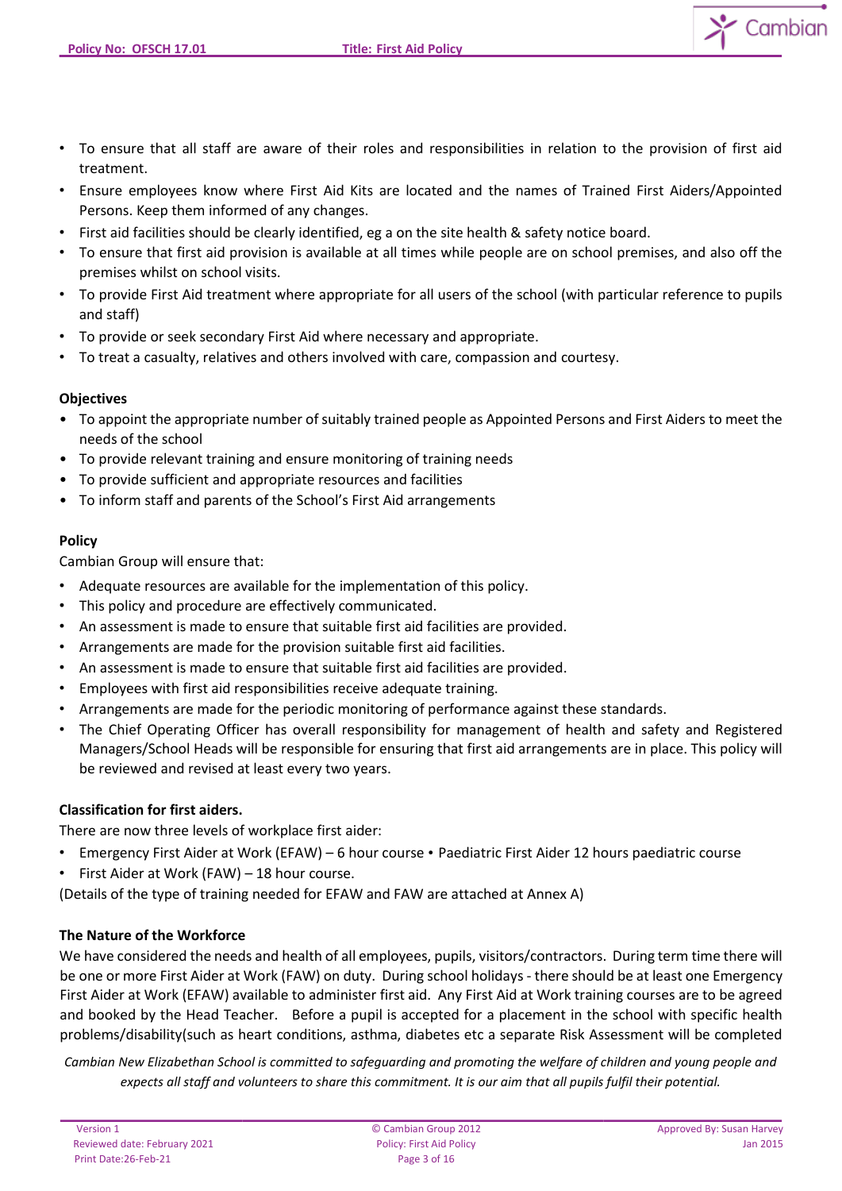- To ensure that all staff are aware of their roles and responsibilities in relation to the provision of first aid treatment.
- Ensure employees know where First Aid Kits are located and the names of Trained First Aiders/Appointed Persons. Keep them informed of any changes.
- First aid facilities should be clearly identified, eg a on the site health & safety notice board.
- To ensure that first aid provision is available at all times while people are on school premises, and also off the premises whilst on school visits.
- To provide First Aid treatment where appropriate for all users of the school (with particular reference to pupils and staff)
- To provide or seek secondary First Aid where necessary and appropriate.
- To treat a casualty, relatives and others involved with care, compassion and courtesy.

**Objectives**

- To appoint the appropriate number of suitably trained people as Appointed Persons and First Aiders to meet the needs of the school
- To provide relevant training and ensure monitoring of training needs
- To provide sufficient and appropriate resources and facilities
- To inform staff and parents of the School's First Aid arrangements

**Policy**

Cambian Group will ensure that:

- Adequate resources are available for the implementation of this policy.
- This policy and procedure are effectively communicated.
- An assessment is made to ensure that suitable first aid facilities are provided.
- Arrangements are made for the provision suitable first aid facilities.
- An assessment is made to ensure that suitable first aid facilities are provided.
- Employees with first aid responsibilities receive adequate training.
- Arrangements are made for the periodic monitoring of performance against these standards.
- The Chief Operating Officer has overall responsibility for management of health and safety and Registered Managers/School Heads will be responsible for ensuring that first aid arrangements are in place. This policy will be reviewed and revised at least every two years.

**Classification for first aiders.**

There are now three levels of workplace first aider:

- Emergency First Aider at Work (EFAW) – 6 hour course • Paediatric First Aider 12 hours paediatric course
- First Aider at Work (FAW) – 18 hour course.

(Details of the type of training needed for EFAW and FAW are attached at Annex A)

**The Nature of the Workforce**

We have considered the needs and health of all employees, pupils, visitors/contractors. During term time there will be one or more First Aider at Work (FAW) on duty. During school holidays - there should be at least one Emergency First Aider at Work (EFAW) available to administer first aid. Any First Aid at Work training courses are to be agreed and booked by the Head Teacher. Before a pupil is accepted for a placement in the school with specific health problems/disability(such as heart conditions, asthma, diabetes etc a separate Risk Assessment will be completed

*Cambian New Elizabethan School is committed to safeguarding and promoting the welfare of children and young people and expects all staff and volunteers to share this commitment. It is our aim that all pupils fulfil their potential.*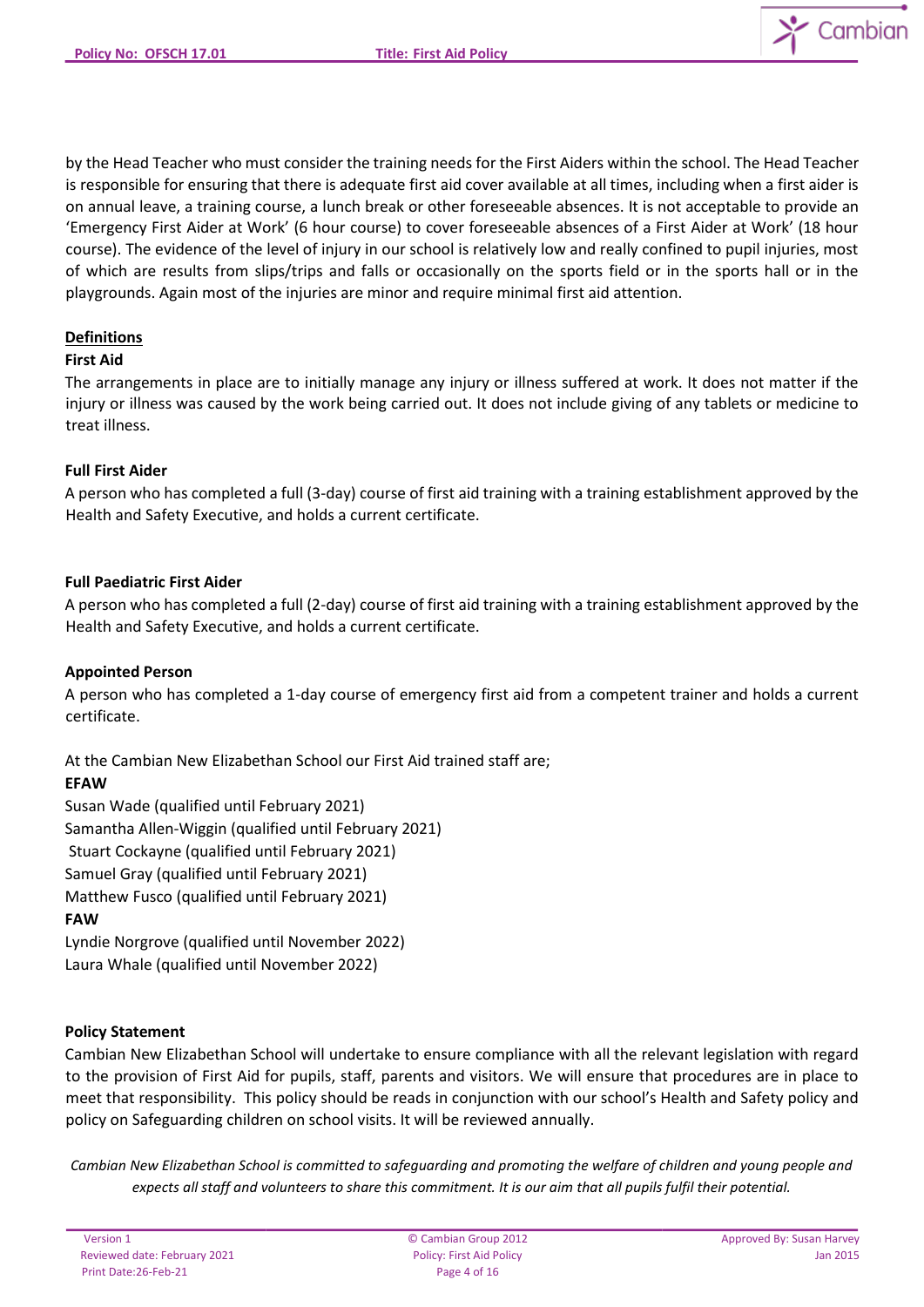by the Head Teacher who must consider the training needs for the First Aiders within the school. The Head Teacher is responsible for ensuring that there is adequate first aid cover available at all times, including when a first aider is on annual leave, a training course, a lunch break or other foreseeable absences. It is not acceptable to provide an 'Emergency First Aider at Work' (6 hour course) to cover foreseeable absences of a First Aider at Work' (18 hour course). The evidence of the level of injury in our school is relatively low and really confined to pupil injuries, most of which are results from slips/trips and falls or occasionally on the sports field or in the sports hall or in the playgrounds. Again most of the injuries are minor and require minimal first aid attention.

## Definitions

### First Aid

The arrangements in place are to initially manage any injury or illness suffered at work. It does not matter if the injury or illness was caused by the work being carried out. It does not include giving of any tablets or medicine to treat illness.

### Full First Aider

A person who has completed a full (3-day) course of first aid training with a training establishment approved by the Health and Safety Executive, and holds a current certificate.

### Full Paediatric First Aider

A person who has completed a full (2-day) course of first aid training with a training establishment approved by the Health and Safety Executive, and holds a current certificate.

### Appointed Person

A person who has completed a 1-day course of emergency first aid from a competent trainer and holds a current certificate.

At the Cambian New Elizabethan School our First Aid trained staff are;

**EFAW**

Susan Wade (qualified until February 2021)
Samantha Allen-Wiggin (qualified until February 2021)
Stuart Cockayne (qualified until February 2021)
Samuel Gray (qualified until February 2021)
Matthew Fusco (qualified until February 2021)

**FAW**

Lyndie Norgrove (qualified until November 2022)
Laura Whale (qualified until November 2022)

### Policy Statement

Cambian New Elizabethan School will undertake to ensure compliance with all the relevant legislation with regard to the provision of First Aid for pupils, staff, parents and visitors. We will ensure that procedures are in place to meet that responsibility. This policy should be reads in conjunction with our school's Health and Safety policy and policy on Safeguarding children on school visits. It will be reviewed annually.

*Cambian New Elizabethan School is committed to safeguarding and promoting the welfare of children and young people and expects all staff and volunteers to share this commitment. It is our aim that all pupils fulfil their potential.*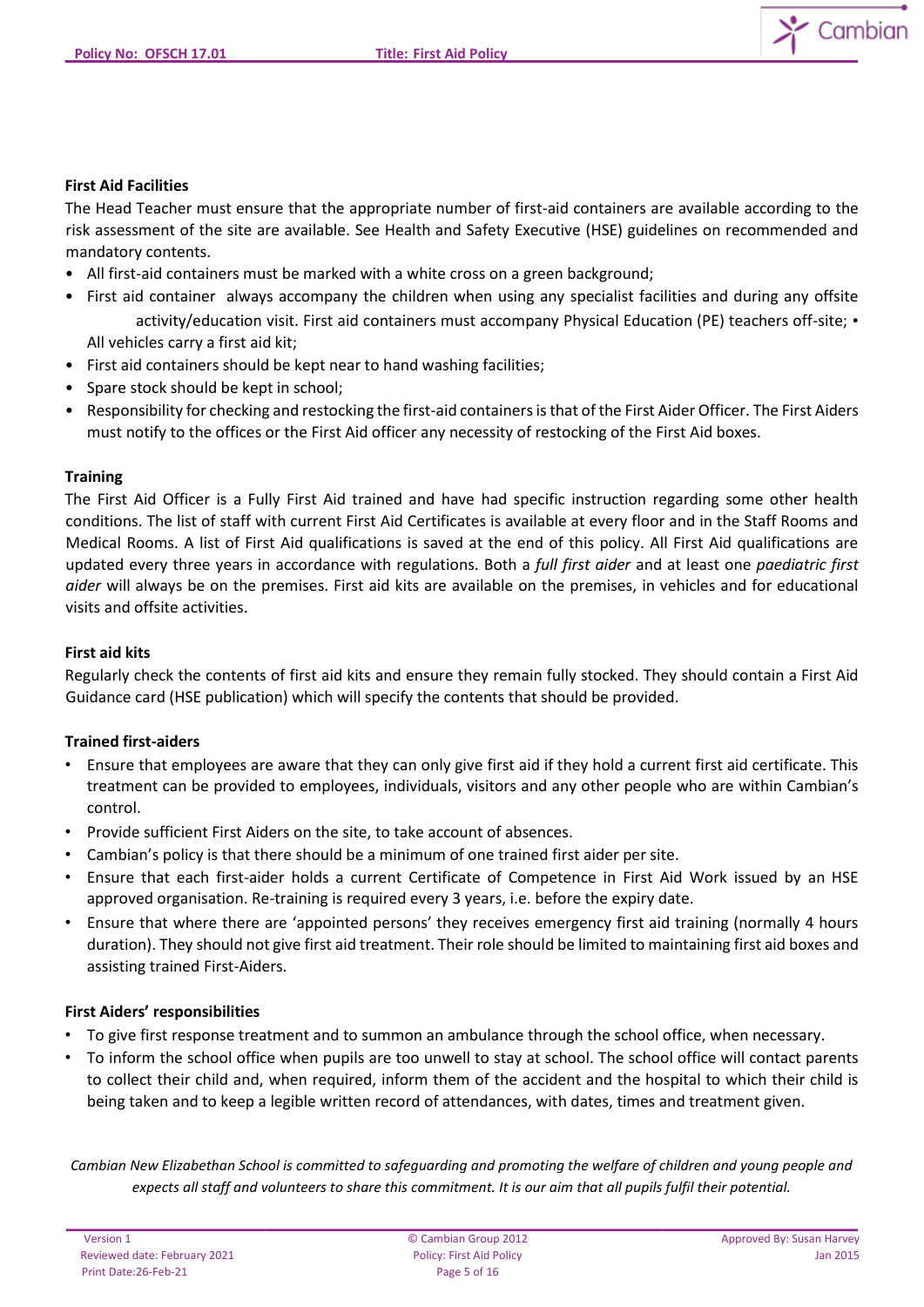**First Aid Facilities**

The Head Teacher must ensure that the appropriate number of first-aid containers are available according to the risk assessment of the site are available. See Health and Safety Executive (HSE) guidelines on recommended and mandatory contents.

- All first-aid containers must be marked with a white cross on a green background;
- First aid container always accompany the children when using any specialist facilities and during any offsite activity/education visit. First aid containers must accompany Physical Education (PE) teachers off-site; • All vehicles carry a first aid kit;
- First aid containers should be kept near to hand washing facilities;
- Spare stock should be kept in school;
- Responsibility for checking and restocking the first-aid containers is that of the First Aider Officer. The First Aiders must notify to the offices or the First Aid officer any necessity of restocking of the First Aid boxes.

**Training**

The First Aid Officer is a Fully First Aid trained and have had specific instruction regarding some other health conditions. The list of staff with current First Aid Certificates is available at every floor and in the Staff Rooms and Medical Rooms. A list of First Aid qualifications is saved at the end of this policy. All First Aid qualifications are updated every three years in accordance with regulations. Both a *full first aider* and at least one *paediatric first aider* will always be on the premises. First aid kits are available on the premises, in vehicles and for educational visits and offsite activities.

**First aid kits**

Regularly check the contents of first aid kits and ensure they remain fully stocked. They should contain a First Aid Guidance card (HSE publication) which will specify the contents that should be provided.

**Trained first-aiders**

- Ensure that employees are aware that they can only give first aid if they hold a current first aid certificate. This treatment can be provided to employees, individuals, visitors and any other people who are within Cambian's control.
- Provide sufficient First Aiders on the site, to take account of absences.
- Cambian's policy is that there should be a minimum of one trained first aider per site.
- Ensure that each first-aider holds a current Certificate of Competence in First Aid Work issued by an HSE approved organisation. Re-training is required every 3 years, i.e. before the expiry date.
- Ensure that where there are 'appointed persons' they receives emergency first aid training (normally 4 hours duration). They should not give first aid treatment. Their role should be limited to maintaining first aid boxes and assisting trained First-Aiders.

**First Aiders' responsibilities**

- To give first response treatment and to summon an ambulance through the school office, when necessary.
- To inform the school office when pupils are too unwell to stay at school. The school office will contact parents to collect their child and, when required, inform them of the accident and the hospital to which their child is being taken and to keep a legible written record of attendances, with dates, times and treatment given.

*Cambian New Elizabethan School is committed to safeguarding and promoting the welfare of children and young people and expects all staff and volunteers to share this commitment. It is our aim that all pupils fulfil their potential.*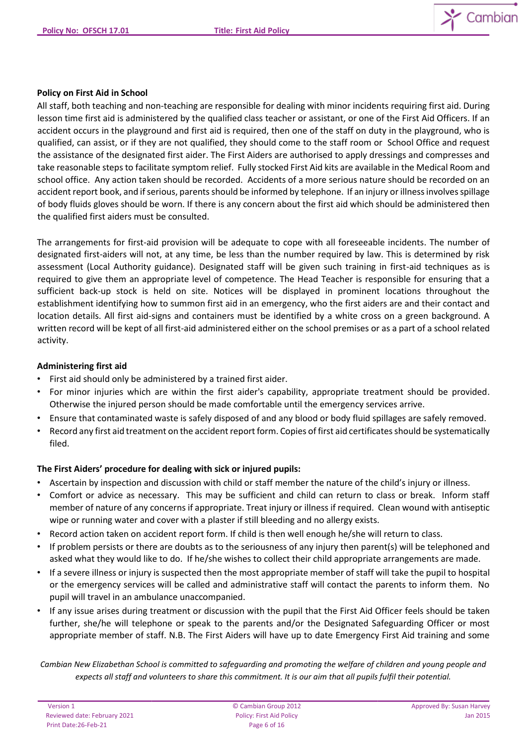**Policy on First Aid in School**

All staff, both teaching and non-teaching are responsible for dealing with minor incidents requiring first aid. During lesson time first aid is administered by the qualified class teacher or assistant, or one of the First Aid Officers. If an accident occurs in the playground and first aid is required, then one of the staff on duty in the playground, who is qualified, can assist, or if they are not qualified, they should come to the staff room or School Office and request the assistance of the designated first aider. The First Aiders are authorised to apply dressings and compresses and take reasonable steps to facilitate symptom relief. Fully stocked First Aid kits are available in the Medical Room and school office. Any action taken should be recorded. Accidents of a more serious nature should be recorded on an accident report book, and if serious, parents should be informed by telephone. If an injury or illness involves spillage of body fluids gloves should be worn. If there is any concern about the first aid which should be administered then the qualified first aiders must be consulted.

The arrangements for first-aid provision will be adequate to cope with all foreseeable incidents. The number of designated first-aiders will not, at any time, be less than the number required by law. This is determined by risk assessment (Local Authority guidance). Designated staff will be given such training in first-aid techniques as is required to give them an appropriate level of competence. The Head Teacher is responsible for ensuring that a sufficient back-up stock is held on site. Notices will be displayed in prominent locations throughout the establishment identifying how to summon first aid in an emergency, who the first aiders are and their contact and location details. All first aid-signs and containers must be identified by a white cross on a green background. A written record will be kept of all first-aid administered either on the school premises or as a part of a school related activity.

**Administering first aid**

- First aid should only be administered by a trained first aider.
- For minor injuries which are within the first aider's capability, appropriate treatment should be provided. Otherwise the injured person should be made comfortable until the emergency services arrive.
- Ensure that contaminated waste is safely disposed of and any blood or body fluid spillages are safely removed.
- Record any first aid treatment on the accident report form. Copies of first aid certificates should be systematically filed.

**The First Aiders' procedure for dealing with sick or injured pupils:**

- Ascertain by inspection and discussion with child or staff member the nature of the child's injury or illness.
- Comfort or advice as necessary. This may be sufficient and child can return to class or break. Inform staff member of nature of any concerns if appropriate. Treat injury or illness if required. Clean wound with antiseptic wipe or running water and cover with a plaster if still bleeding and no allergy exists.
- Record action taken on accident report form. If child is then well enough he/she will return to class.
- If problem persists or there are doubts as to the seriousness of any injury then parent(s) will be telephoned and asked what they would like to do. If he/she wishes to collect their child appropriate arrangements are made.
- If a severe illness or injury is suspected then the most appropriate member of staff will take the pupil to hospital or the emergency services will be called and administrative staff will contact the parents to inform them. No pupil will travel in an ambulance unaccompanied.
- If any issue arises during treatment or discussion with the pupil that the First Aid Officer feels should be taken further, she/he will telephone or speak to the parents and/or the Designated Safeguarding Officer or most appropriate member of staff. N.B. The First Aiders will have up to date Emergency First Aid training and some

*Cambian New Elizabethan School is committed to safeguarding and promoting the welfare of children and young people and expects all staff and volunteers to share this commitment. It is our aim that all pupils fulfil their potential.*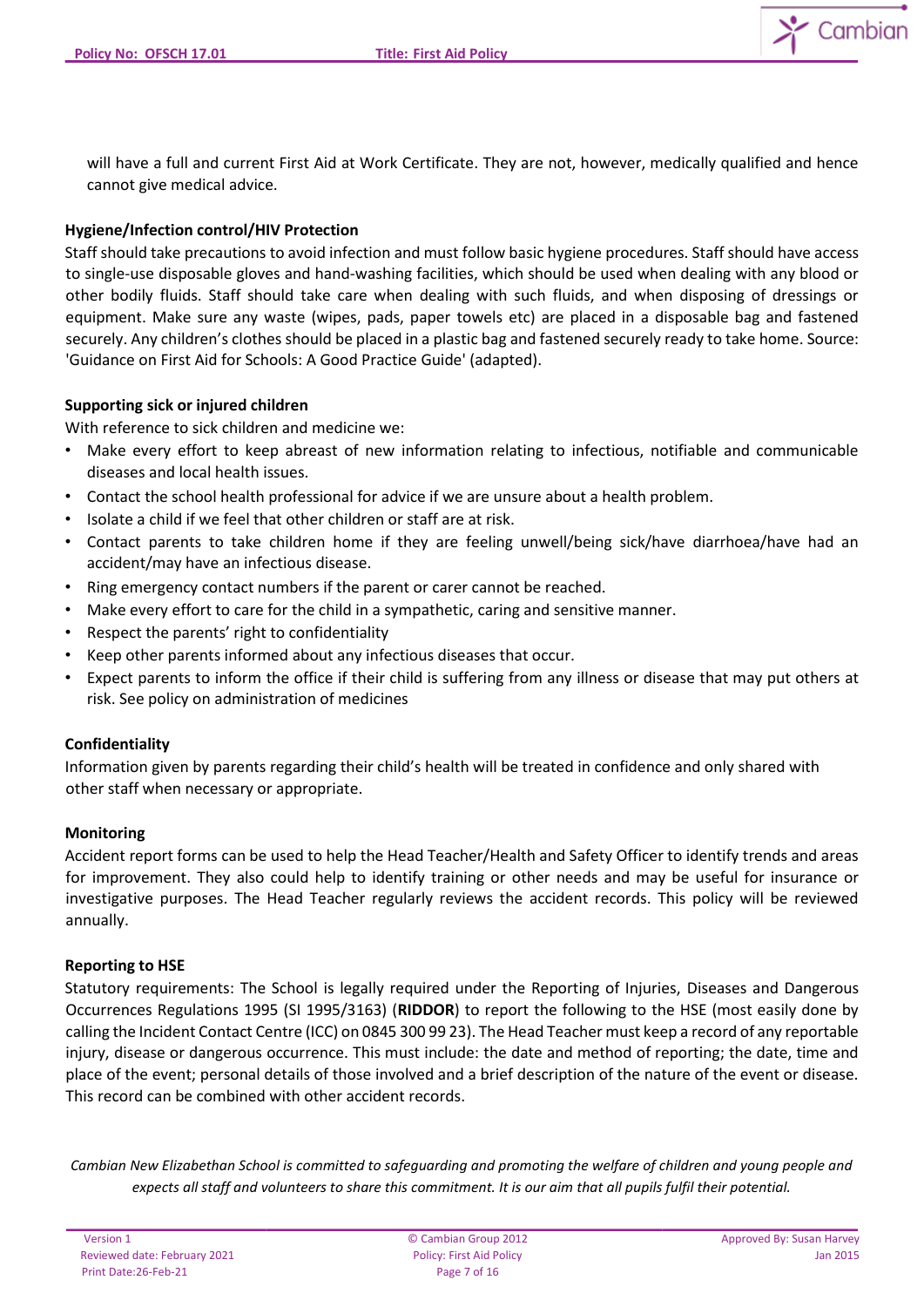will have a full and current First Aid at Work Certificate. They are not, however, medically qualified and hence cannot give medical advice.

**Hygiene/Infection control/HIV Protection**

Staff should take precautions to avoid infection and must follow basic hygiene procedures. Staff should have access to single-use disposable gloves and hand-washing facilities, which should be used when dealing with any blood or other bodily fluids. Staff should take care when dealing with such fluids, and when disposing of dressings or equipment. Make sure any waste (wipes, pads, paper towels etc) are placed in a disposable bag and fastened securely. Any children's clothes should be placed in a plastic bag and fastened securely ready to take home. Source: 'Guidance on First Aid for Schools: A Good Practice Guide' (adapted).

**Supporting sick or injured children**

With reference to sick children and medicine we:

- Make every effort to keep abreast of new information relating to infectious, notifiable and communicable diseases and local health issues.
- Contact the school health professional for advice if we are unsure about a health problem.
- Isolate a child if we feel that other children or staff are at risk.
- Contact parents to take children home if they are feeling unwell/being sick/have diarrhoea/have had an accident/may have an infectious disease.
- Ring emergency contact numbers if the parent or carer cannot be reached.
- Make every effort to care for the child in a sympathetic, caring and sensitive manner.
- Respect the parents' right to confidentiality
- Keep other parents informed about any infectious diseases that occur.
- Expect parents to inform the office if their child is suffering from any illness or disease that may put others at risk. See policy on administration of medicines

**Confidentiality**

Information given by parents regarding their child's health will be treated in confidence and only shared with other staff when necessary or appropriate.

**Monitoring**

Accident report forms can be used to help the Head Teacher/Health and Safety Officer to identify trends and areas for improvement. They also could help to identify training or other needs and may be useful for insurance or investigative purposes. The Head Teacher regularly reviews the accident records. This policy will be reviewed annually.

**Reporting to HSE**

Statutory requirements: The School is legally required under the Reporting of Injuries, Diseases and Dangerous Occurrences Regulations 1995 (SI 1995/3163) (**RIDDOR**) to report the following to the HSE (most easily done by calling the Incident Contact Centre (ICC) on 0845 300 99 23). The Head Teacher must keep a record of any reportable injury, disease or dangerous occurrence. This must include: the date and method of reporting; the date, time and place of the event; personal details of those involved and a brief description of the nature of the event or disease. This record can be combined with other accident records.

*Cambian New Elizabethan School is committed to safeguarding and promoting the welfare of children and young people and expects all staff and volunteers to share this commitment. It is our aim that all pupils fulfil their potential.*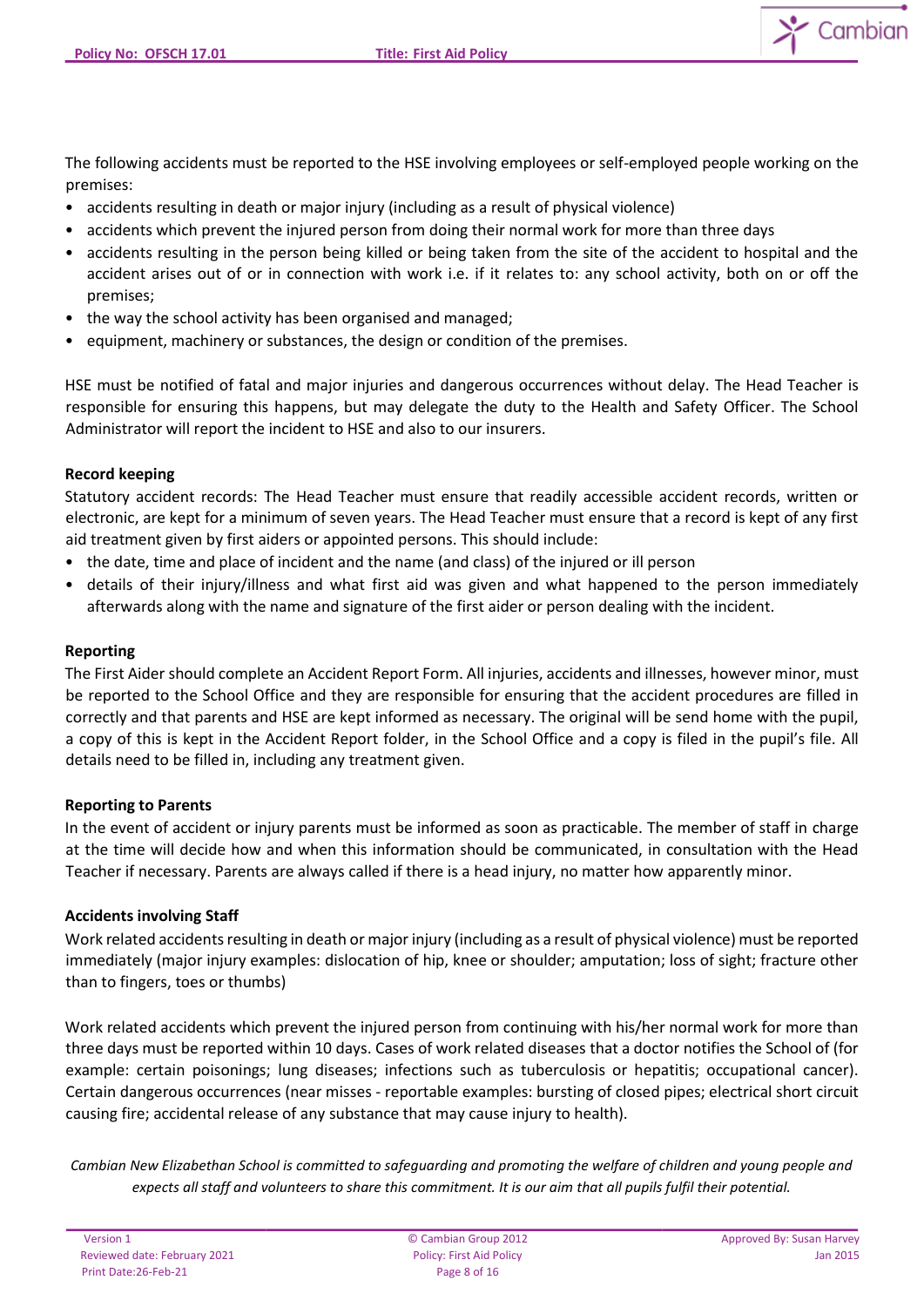The following accidents must be reported to the HSE involving employees or self-employed people working on the premises:

- accidents resulting in death or major injury (including as a result of physical violence)
- accidents which prevent the injured person from doing their normal work for more than three days
- accidents resulting in the person being killed or being taken from the site of the accident to hospital and the accident arises out of or in connection with work i.e. if it relates to: any school activity, both on or off the premises;
- the way the school activity has been organised and managed;
- equipment, machinery or substances, the design or condition of the premises.

HSE must be notified of fatal and major injuries and dangerous occurrences without delay. The Head Teacher is responsible for ensuring this happens, but may delegate the duty to the Health and Safety Officer. The School Administrator will report the incident to HSE and also to our insurers.

**Record keeping**

Statutory accident records: The Head Teacher must ensure that readily accessible accident records, written or electronic, are kept for a minimum of seven years. The Head Teacher must ensure that a record is kept of any first aid treatment given by first aiders or appointed persons. This should include:

- the date, time and place of incident and the name (and class) of the injured or ill person
- details of their injury/illness and what first aid was given and what happened to the person immediately afterwards along with the name and signature of the first aider or person dealing with the incident.

**Reporting**

The First Aider should complete an Accident Report Form. All injuries, accidents and illnesses, however minor, must be reported to the School Office and they are responsible for ensuring that the accident procedures are filled in correctly and that parents and HSE are kept informed as necessary. The original will be send home with the pupil, a copy of this is kept in the Accident Report folder, in the School Office and a copy is filed in the pupil's file. All details need to be filled in, including any treatment given.

**Reporting to Parents**

In the event of accident or injury parents must be informed as soon as practicable. The member of staff in charge at the time will decide how and when this information should be communicated, in consultation with the Head Teacher if necessary. Parents are always called if there is a head injury, no matter how apparently minor.

**Accidents involving Staff**

Work related accidents resulting in death or major injury (including as a result of physical violence) must be reported immediately (major injury examples: dislocation of hip, knee or shoulder; amputation; loss of sight; fracture other than to fingers, toes or thumbs)

Work related accidents which prevent the injured person from continuing with his/her normal work for more than three days must be reported within 10 days. Cases of work related diseases that a doctor notifies the School of (for example: certain poisonings; lung diseases; infections such as tuberculosis or hepatitis; occupational cancer). Certain dangerous occurrences (near misses - reportable examples: bursting of closed pipes; electrical short circuit causing fire; accidental release of any substance that may cause injury to health).

*Cambian New Elizabethan School is committed to safeguarding and promoting the welfare of children and young people and expects all staff and volunteers to share this commitment. It is our aim that all pupils fulfil their potential.*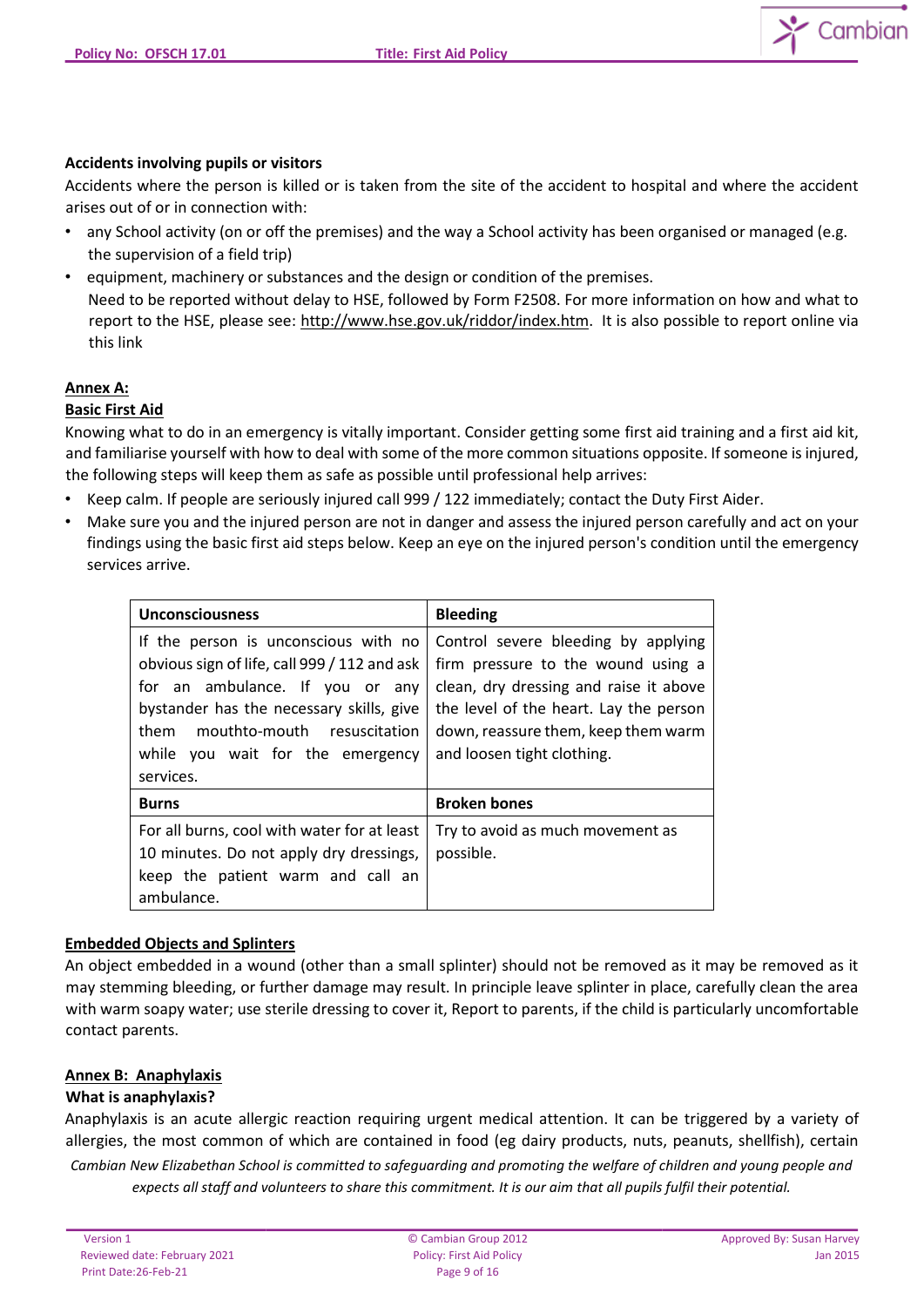**Accidents involving pupils or visitors**

Accidents where the person is killed or is taken from the site of the accident to hospital and where the accident arises out of or in connection with:

- any School activity (on or off the premises) and the way a School activity has been organised or managed (e.g. the supervision of a field trip)
- equipment, machinery or substances and the design or condition of the premises.
  Need to be reported without delay to HSE, followed by Form F2508. For more information on how and what to report to the HSE, please see: http://www.hse.gov.uk/riddor/index.htm. It is also possible to report online via this link

## Annex A:

## Basic First Aid

Knowing what to do in an emergency is vitally important. Consider getting some first aid training and a first aid kit, and familiarise yourself with how to deal with some of the more common situations opposite. If someone is injured, the following steps will keep them as safe as possible until professional help arrives:

- Keep calm. If people are seriously injured call 999 / 122 immediately; contact the Duty First Aider.
- Make sure you and the injured person are not in danger and assess the injured person carefully and act on your findings using the basic first aid steps below. Keep an eye on the injured person's condition until the emergency services arrive.

| **Unconsciousness** | **Bleeding** |
|---|---|
| If the person is unconscious with no obvious sign of life, call 999 / 112 and ask for an ambulance. If you or any bystander has the necessary skills, give them mouthto-mouth resuscitation while you wait for the emergency services. | Control severe bleeding by applying firm pressure to the wound using a clean, dry dressing and raise it above the level of the heart. Lay the person down, reassure them, keep them warm and loosen tight clothing. |
| **Burns** | **Broken bones** |
| For all burns, cool with water for at least 10 minutes. Do not apply dry dressings, keep the patient warm and call an ambulance. | Try to avoid as much movement as possible. |

## Embedded Objects and Splinters

An object embedded in a wound (other than a small splinter) should not be removed as it may be removed as it may stemming bleeding, or further damage may result. In principle leave splinter in place, carefully clean the area with warm soapy water; use sterile dressing to cover it, Report to parents, if the child is particularly uncomfortable contact parents.

## Annex B: Anaphylaxis

**What is anaphylaxis?**

Anaphylaxis is an acute allergic reaction requiring urgent medical attention. It can be triggered by a variety of allergies, the most common of which are contained in food (eg dairy products, nuts, peanuts, shellfish), certain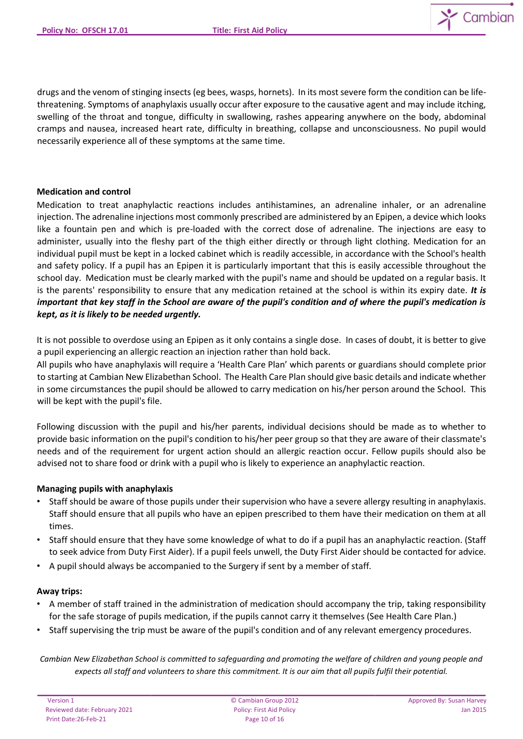drugs and the venom of stinging insects (eg bees, wasps, hornets). In its most severe form the condition can be life-threatening. Symptoms of anaphylaxis usually occur after exposure to the causative agent and may include itching, swelling of the throat and tongue, difficulty in swallowing, rashes appearing anywhere on the body, abdominal cramps and nausea, increased heart rate, difficulty in breathing, collapse and unconsciousness. No pupil would necessarily experience all of these symptoms at the same time.

**Medication and control**

Medication to treat anaphylactic reactions includes antihistamines, an adrenaline inhaler, or an adrenaline injection. The adrenaline injections most commonly prescribed are administered by an Epipen, a device which looks like a fountain pen and which is pre-loaded with the correct dose of adrenaline. The injections are easy to administer, usually into the fleshy part of the thigh either directly or through light clothing. Medication for an individual pupil must be kept in a locked cabinet which is readily accessible, in accordance with the School's health and safety policy. If a pupil has an Epipen it is particularly important that this is easily accessible throughout the school day. Medication must be clearly marked with the pupil's name and should be updated on a regular basis. It is the parents' responsibility to ensure that any medication retained at the school is within its expiry date. ***It is important that key staff in the School are aware of the pupil's condition and of where the pupil's medication is kept, as it is likely to be needed urgently.***

It is not possible to overdose using an Epipen as it only contains a single dose. In cases of doubt, it is better to give a pupil experiencing an allergic reaction an injection rather than hold back.

All pupils who have anaphylaxis will require a 'Health Care Plan' which parents or guardians should complete prior to starting at Cambian New Elizabethan School. The Health Care Plan should give basic details and indicate whether in some circumstances the pupil should be allowed to carry medication on his/her person around the School. This will be kept with the pupil's file.

Following discussion with the pupil and his/her parents, individual decisions should be made as to whether to provide basic information on the pupil's condition to his/her peer group so that they are aware of their classmate's needs and of the requirement for urgent action should an allergic reaction occur. Fellow pupils should also be advised not to share food or drink with a pupil who is likely to experience an anaphylactic reaction.

**Managing pupils with anaphylaxis**

- Staff should be aware of those pupils under their supervision who have a severe allergy resulting in anaphylaxis. Staff should ensure that all pupils who have an epipen prescribed to them have their medication on them at all times.
- Staff should ensure that they have some knowledge of what to do if a pupil has an anaphylactic reaction. (Staff to seek advice from Duty First Aider). If a pupil feels unwell, the Duty First Aider should be contacted for advice.
- A pupil should always be accompanied to the Surgery if sent by a member of staff.

**Away trips:**

- A member of staff trained in the administration of medication should accompany the trip, taking responsibility for the safe storage of pupils medication, if the pupils cannot carry it themselves (See Health Care Plan.)
- Staff supervising the trip must be aware of the pupil's condition and of any relevant emergency procedures.

*Cambian New Elizabethan School is committed to safeguarding and promoting the welfare of children and young people and expects all staff and volunteers to share this commitment. It is our aim that all pupils fulfil their potential.*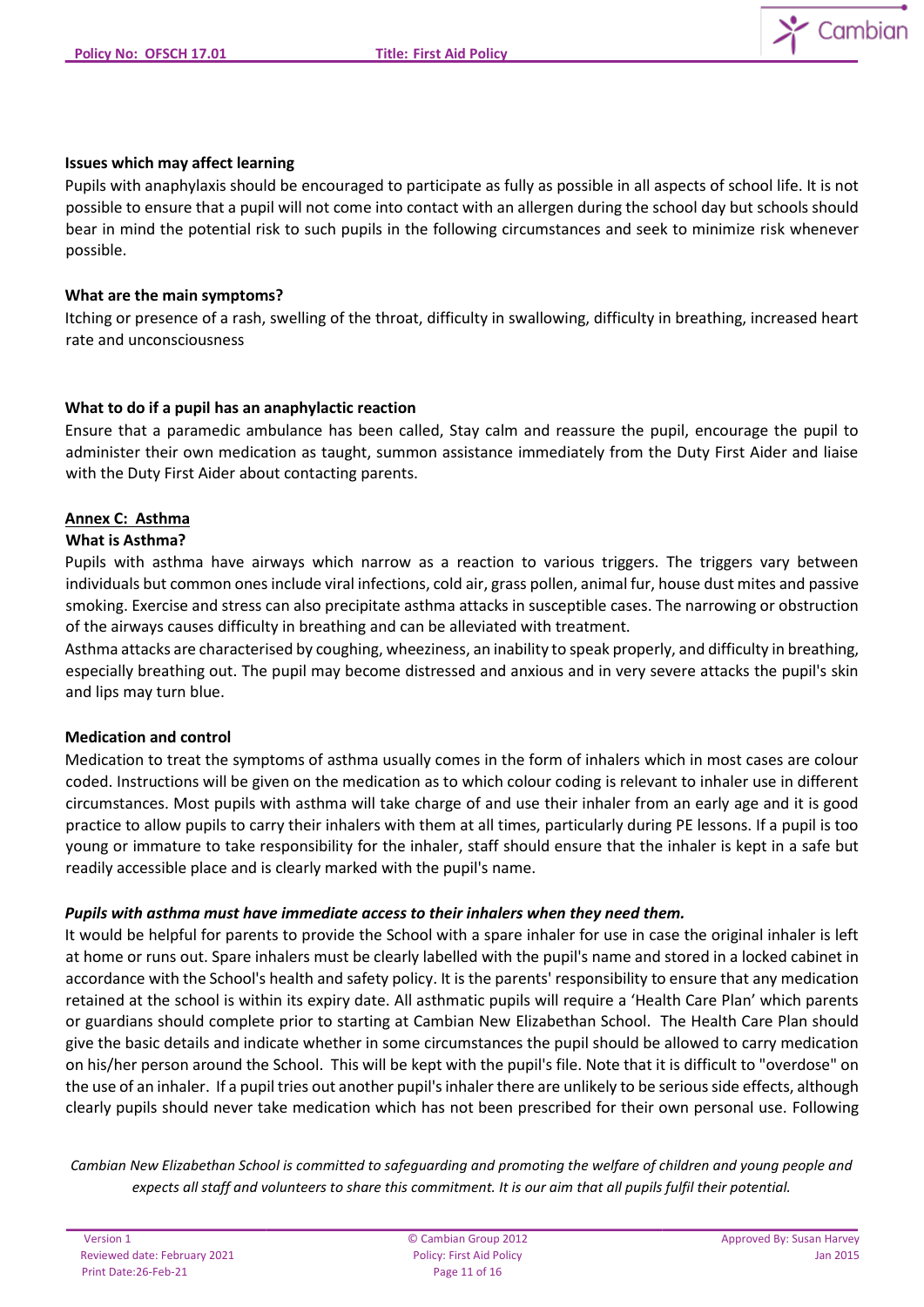**Issues which may affect learning**

Pupils with anaphylaxis should be encouraged to participate as fully as possible in all aspects of school life. It is not possible to ensure that a pupil will not come into contact with an allergen during the school day but schools should bear in mind the potential risk to such pupils in the following circumstances and seek to minimize risk whenever possible.

**What are the main symptoms?**

Itching or presence of a rash, swelling of the throat, difficulty in swallowing, difficulty in breathing, increased heart rate and unconsciousness

**What to do if a pupil has an anaphylactic reaction**

Ensure that a paramedic ambulance has been called, Stay calm and reassure the pupil, encourage the pupil to administer their own medication as taught, summon assistance immediately from the Duty First Aider and liaise with the Duty First Aider about contacting parents.

## Annex C: Asthma

**What is Asthma?**

Pupils with asthma have airways which narrow as a reaction to various triggers. The triggers vary between individuals but common ones include viral infections, cold air, grass pollen, animal fur, house dust mites and passive smoking. Exercise and stress can also precipitate asthma attacks in susceptible cases. The narrowing or obstruction of the airways causes difficulty in breathing and can be alleviated with treatment.

Asthma attacks are characterised by coughing, wheeziness, an inability to speak properly, and difficulty in breathing, especially breathing out. The pupil may become distressed and anxious and in very severe attacks the pupil's skin and lips may turn blue.

**Medication and control**

Medication to treat the symptoms of asthma usually comes in the form of inhalers which in most cases are colour coded. Instructions will be given on the medication as to which colour coding is relevant to inhaler use in different circumstances. Most pupils with asthma will take charge of and use their inhaler from an early age and it is good practice to allow pupils to carry their inhalers with them at all times, particularly during PE lessons. If a pupil is too young or immature to take responsibility for the inhaler, staff should ensure that the inhaler is kept in a safe but readily accessible place and is clearly marked with the pupil's name.

***Pupils with asthma must have immediate access to their inhalers when they need them.***

It would be helpful for parents to provide the School with a spare inhaler for use in case the original inhaler is left at home or runs out. Spare inhalers must be clearly labelled with the pupil's name and stored in a locked cabinet in accordance with the School's health and safety policy. It is the parents' responsibility to ensure that any medication retained at the school is within its expiry date. All asthmatic pupils will require a 'Health Care Plan' which parents or guardians should complete prior to starting at Cambian New Elizabethan School. The Health Care Plan should give the basic details and indicate whether in some circumstances the pupil should be allowed to carry medication on his/her person around the School. This will be kept with the pupil's file. Note that it is difficult to "overdose" on the use of an inhaler. If a pupil tries out another pupil's inhaler there are unlikely to be serious side effects, although clearly pupils should never take medication which has not been prescribed for their own personal use. Following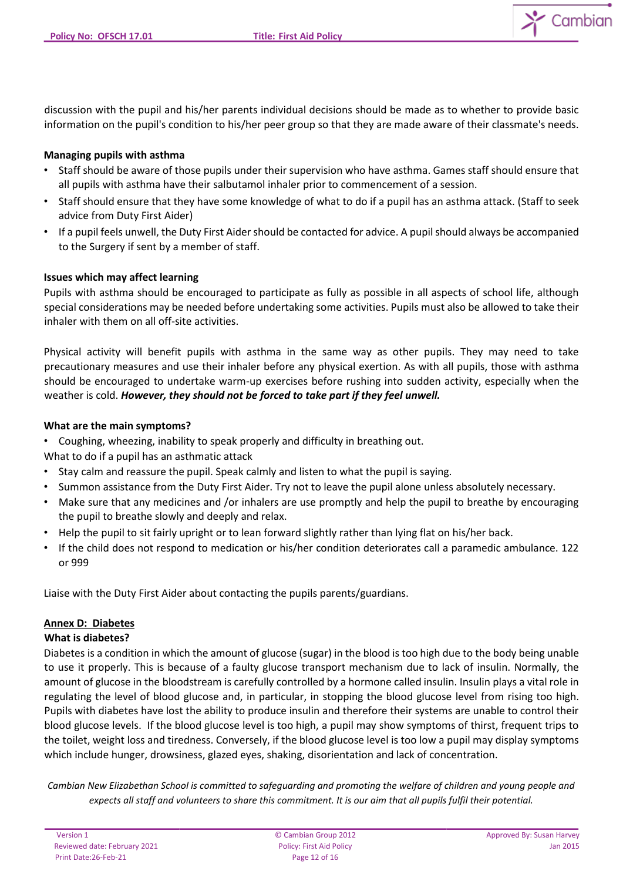discussion with the pupil and his/her parents individual decisions should be made as to whether to provide basic information on the pupil's condition to his/her peer group so that they are made aware of their classmate's needs.

**Managing pupils with asthma**

- Staff should be aware of those pupils under their supervision who have asthma. Games staff should ensure that all pupils with asthma have their salbutamol inhaler prior to commencement of a session.
- Staff should ensure that they have some knowledge of what to do if a pupil has an asthma attack. (Staff to seek advice from Duty First Aider)
- If a pupil feels unwell, the Duty First Aider should be contacted for advice. A pupil should always be accompanied to the Surgery if sent by a member of staff.

**Issues which may affect learning**

Pupils with asthma should be encouraged to participate as fully as possible in all aspects of school life, although special considerations may be needed before undertaking some activities. Pupils must also be allowed to take their inhaler with them on all off-site activities.

Physical activity will benefit pupils with asthma in the same way as other pupils. They may need to take precautionary measures and use their inhaler before any physical exertion. As with all pupils, those with asthma should be encouraged to undertake warm-up exercises before rushing into sudden activity, especially when the weather is cold. ***However, they should not be forced to take part if they feel unwell.***

**What are the main symptoms?**

- Coughing, wheezing, inability to speak properly and difficulty in breathing out.

What to do if a pupil has an asthmatic attack

- Stay calm and reassure the pupil. Speak calmly and listen to what the pupil is saying.
- Summon assistance from the Duty First Aider. Try not to leave the pupil alone unless absolutely necessary.
- Make sure that any medicines and /or inhalers are use promptly and help the pupil to breathe by encouraging the pupil to breathe slowly and deeply and relax.
- Help the pupil to sit fairly upright or to lean forward slightly rather than lying flat on his/her back.
- If the child does not respond to medication or his/her condition deteriorates call a paramedic ambulance. 122 or 999

Liaise with the Duty First Aider about contacting the pupils parents/guardians.

## Annex D: Diabetes

**What is diabetes?**

Diabetes is a condition in which the amount of glucose (sugar) in the blood is too high due to the body being unable to use it properly. This is because of a faulty glucose transport mechanism due to lack of insulin. Normally, the amount of glucose in the bloodstream is carefully controlled by a hormone called insulin. Insulin plays a vital role in regulating the level of blood glucose and, in particular, in stopping the blood glucose level from rising too high. Pupils with diabetes have lost the ability to produce insulin and therefore their systems are unable to control their blood glucose levels. If the blood glucose level is too high, a pupil may show symptoms of thirst, frequent trips to the toilet, weight loss and tiredness. Conversely, if the blood glucose level is too low a pupil may display symptoms which include hunger, drowsiness, glazed eyes, shaking, disorientation and lack of concentration.

*Cambian New Elizabethan School is committed to safeguarding and promoting the welfare of children and young people and expects all staff and volunteers to share this commitment. It is our aim that all pupils fulfil their potential.*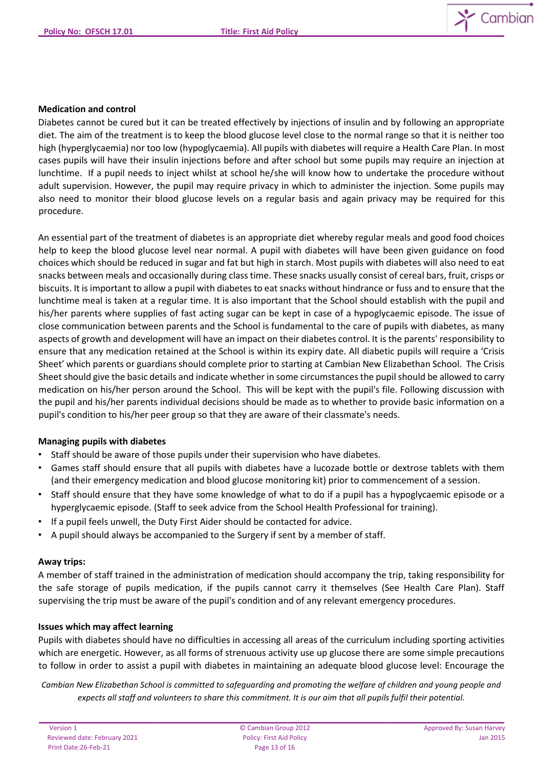**Medication and control**

Diabetes cannot be cured but it can be treated effectively by injections of insulin and by following an appropriate diet. The aim of the treatment is to keep the blood glucose level close to the normal range so that it is neither too high (hyperglycaemia) nor too low (hypoglycaemia). All pupils with diabetes will require a Health Care Plan. In most cases pupils will have their insulin injections before and after school but some pupils may require an injection at lunchtime. If a pupil needs to inject whilst at school he/she will know how to undertake the procedure without adult supervision. However, the pupil may require privacy in which to administer the injection. Some pupils may also need to monitor their blood glucose levels on a regular basis and again privacy may be required for this procedure.

An essential part of the treatment of diabetes is an appropriate diet whereby regular meals and good food choices help to keep the blood glucose level near normal. A pupil with diabetes will have been given guidance on food choices which should be reduced in sugar and fat but high in starch. Most pupils with diabetes will also need to eat snacks between meals and occasionally during class time. These snacks usually consist of cereal bars, fruit, crisps or biscuits. It is important to allow a pupil with diabetes to eat snacks without hindrance or fuss and to ensure that the lunchtime meal is taken at a regular time. It is also important that the School should establish with the pupil and his/her parents where supplies of fast acting sugar can be kept in case of a hypoglycaemic episode. The issue of close communication between parents and the School is fundamental to the care of pupils with diabetes, as many aspects of growth and development will have an impact on their diabetes control. It is the parents' responsibility to ensure that any medication retained at the School is within its expiry date. All diabetic pupils will require a 'Crisis Sheet' which parents or guardians should complete prior to starting at Cambian New Elizabethan School. The Crisis Sheet should give the basic details and indicate whether in some circumstances the pupil should be allowed to carry medication on his/her person around the School. This will be kept with the pupil's file. Following discussion with the pupil and his/her parents individual decisions should be made as to whether to provide basic information on a pupil's condition to his/her peer group so that they are aware of their classmate's needs.

**Managing pupils with diabetes**

- Staff should be aware of those pupils under their supervision who have diabetes.
- Games staff should ensure that all pupils with diabetes have a lucozade bottle or dextrose tablets with them (and their emergency medication and blood glucose monitoring kit) prior to commencement of a session.
- Staff should ensure that they have some knowledge of what to do if a pupil has a hypoglycaemic episode or a hyperglycaemic episode. (Staff to seek advice from the School Health Professional for training).
- If a pupil feels unwell, the Duty First Aider should be contacted for advice.
- A pupil should always be accompanied to the Surgery if sent by a member of staff.

**Away trips:**

A member of staff trained in the administration of medication should accompany the trip, taking responsibility for the safe storage of pupils medication, if the pupils cannot carry it themselves (See Health Care Plan). Staff supervising the trip must be aware of the pupil's condition and of any relevant emergency procedures.

**Issues which may affect learning**

Pupils with diabetes should have no difficulties in accessing all areas of the curriculum including sporting activities which are energetic. However, as all forms of strenuous activity use up glucose there are some simple precautions to follow in order to assist a pupil with diabetes in maintaining an adequate blood glucose level: Encourage the

*Cambian New Elizabethan School is committed to safeguarding and promoting the welfare of children and young people and expects all staff and volunteers to share this commitment. It is our aim that all pupils fulfil their potential.*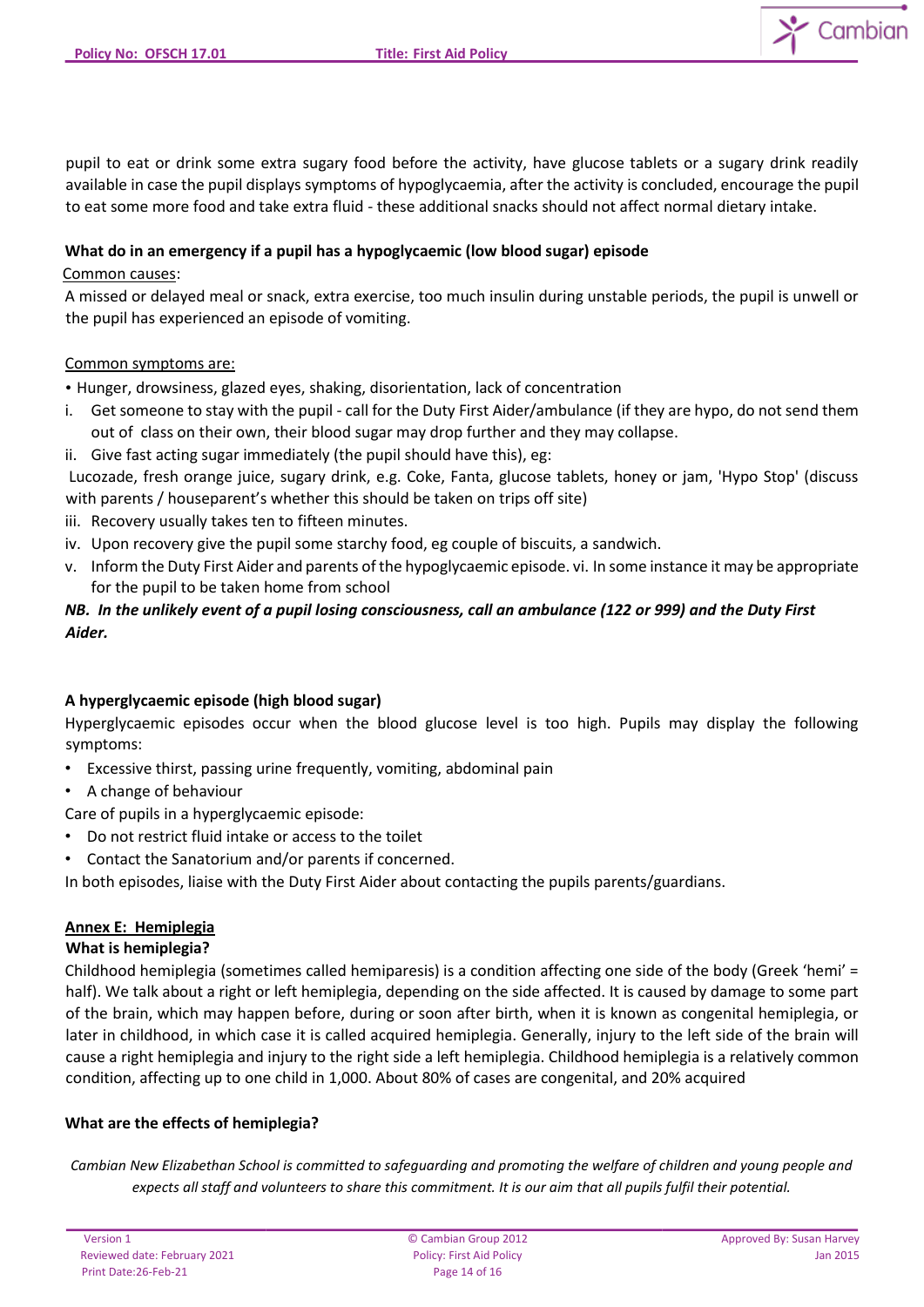pupil to eat or drink some extra sugary food before the activity, have glucose tablets or a sugary drink readily available in case the pupil displays symptoms of hypoglycaemia, after the activity is concluded, encourage the pupil to eat some more food and take extra fluid - these additional snacks should not affect normal dietary intake.

**What do in an emergency if a pupil has a hypoglycaemic (low blood sugar) episode**

Common causes:

A missed or delayed meal or snack, extra exercise, too much insulin during unstable periods, the pupil is unwell or the pupil has experienced an episode of vomiting.

Common symptoms are:

- Hunger, drowsiness, glazed eyes, shaking, disorientation, lack of concentration

i. Get someone to stay with the pupil - call for the Duty First Aider/ambulance (if they are hypo, do not send them out of class on their own, their blood sugar may drop further and they may collapse.

ii. Give fast acting sugar immediately (the pupil should have this), eg:

Lucozade, fresh orange juice, sugary drink, e.g. Coke, Fanta, glucose tablets, honey or jam, 'Hypo Stop' (discuss with parents / houseparent's whether this should be taken on trips off site)

iii. Recovery usually takes ten to fifteen minutes.

iv. Upon recovery give the pupil some starchy food, eg couple of biscuits, a sandwich.

v. Inform the Duty First Aider and parents of the hypoglycaemic episode. vi. In some instance it may be appropriate for the pupil to be taken home from school

***NB. In the unlikely event of a pupil losing consciousness, call an ambulance (122 or 999) and the Duty First Aider.***

**A hyperglycaemic episode (high blood sugar)**

Hyperglycaemic episodes occur when the blood glucose level is too high. Pupils may display the following symptoms:

- Excessive thirst, passing urine frequently, vomiting, abdominal pain
- A change of behaviour

Care of pupils in a hyperglycaemic episode:

- Do not restrict fluid intake or access to the toilet
- Contact the Sanatorium and/or parents if concerned.

In both episodes, liaise with the Duty First Aider about contacting the pupils parents/guardians.

## Annex E: Hemiplegia

**What is hemiplegia?**

Childhood hemiplegia (sometimes called hemiparesis) is a condition affecting one side of the body (Greek 'hemi' = half). We talk about a right or left hemiplegia, depending on the side affected. It is caused by damage to some part of the brain, which may happen before, during or soon after birth, when it is known as congenital hemiplegia, or later in childhood, in which case it is called acquired hemiplegia. Generally, injury to the left side of the brain will cause a right hemiplegia and injury to the right side a left hemiplegia. Childhood hemiplegia is a relatively common condition, affecting up to one child in 1,000. About 80% of cases are congenital, and 20% acquired

**What are the effects of hemiplegia?**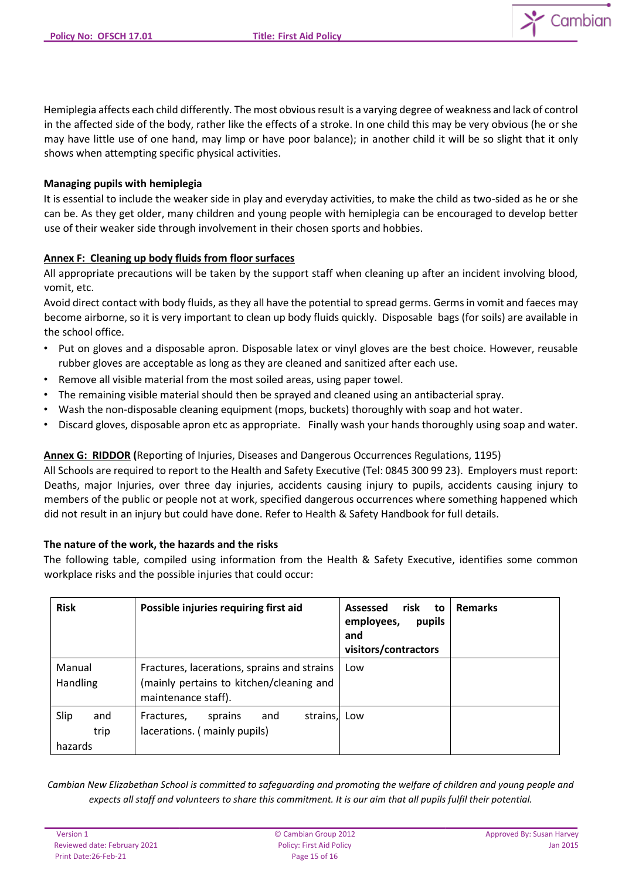Hemiplegia affects each child differently. The most obvious result is a varying degree of weakness and lack of control in the affected side of the body, rather like the effects of a stroke. In one child this may be very obvious (he or she may have little use of one hand, may limp or have poor balance); in another child it will be so slight that it only shows when attempting specific physical activities.

**Managing pupils with hemiplegia**

It is essential to include the weaker side in play and everyday activities, to make the child as two-sided as he or she can be. As they get older, many children and young people with hemiplegia can be encouraged to develop better use of their weaker side through involvement in their chosen sports and hobbies.

**Annex F: Cleaning up body fluids from floor surfaces**

All appropriate precautions will be taken by the support staff when cleaning up after an incident involving blood, vomit, etc.

Avoid direct contact with body fluids, as they all have the potential to spread germs. Germs in vomit and faeces may become airborne, so it is very important to clean up body fluids quickly. Disposable bags (for soils) are available in the school office.

- Put on gloves and a disposable apron. Disposable latex or vinyl gloves are the best choice. However, reusable rubber gloves are acceptable as long as they are cleaned and sanitized after each use.
- Remove all visible material from the most soiled areas, using paper towel.
- The remaining visible material should then be sprayed and cleaned using an antibacterial spray.
- Wash the non-disposable cleaning equipment (mops, buckets) thoroughly with soap and hot water.
- Discard gloves, disposable apron etc as appropriate. Finally wash your hands thoroughly using soap and water.

**Annex G: RIDDOR (**Reporting of Injuries, Diseases and Dangerous Occurrences Regulations, 1195)

All Schools are required to report to the Health and Safety Executive (Tel: 0845 300 99 23). Employers must report: Deaths, major Injuries, over three day injuries, accidents causing injury to pupils, accidents causing injury to members of the public or people not at work, specified dangerous occurrences where something happened which did not result in an injury but could have done. Refer to Health & Safety Handbook for full details.

**The nature of the work, the hazards and the risks**

The following table, compiled using information from the Health & Safety Executive, identifies some common workplace risks and the possible injuries that could occur:

| Risk | Possible injuries requiring first aid | Assessed risk to employees, pupils and visitors/contractors | Remarks |
|---|---|---|---|
| Manual Handling | Fractures, lacerations, sprains and strains (mainly pertains to kitchen/cleaning and maintenance staff). | Low | |
| Slip and trip hazards | Fractures, sprains and strains, lacerations. ( mainly pupils) | Low | |

*Cambian New Elizabethan School is committed to safeguarding and promoting the welfare of children and young people and expects all staff and volunteers to share this commitment. It is our aim that all pupils fulfil their potential.*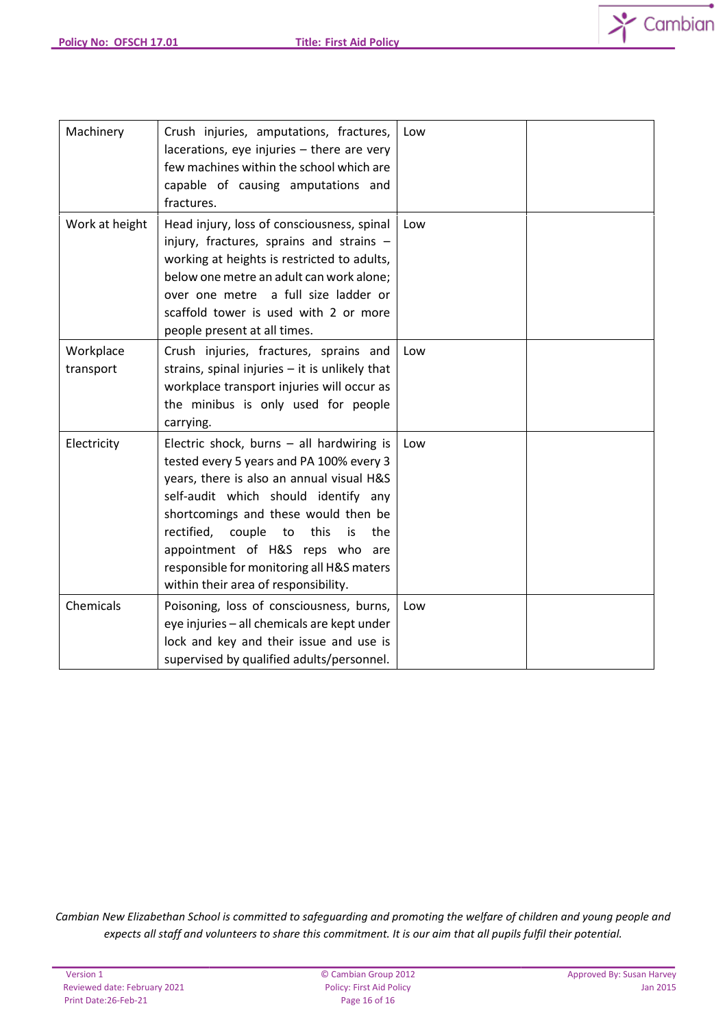| | | | |
|---|---|---|---|
| Machinery | Crush injuries, amputations, fractures, lacerations, eye injuries – there are very few machines within the school which are capable of causing amputations and fractures. | Low | |
| Work at height | Head injury, loss of consciousness, spinal injury, fractures, sprains and strains – working at heights is restricted to adults, below one metre an adult can work alone; over one metre a full size ladder or scaffold tower is used with 2 or more people present at all times. | Low | |
| Workplace transport | Crush injuries, fractures, sprains and strains, spinal injuries – it is unlikely that workplace transport injuries will occur as the minibus is only used for people carrying. | Low | |
| Electricity | Electric shock, burns – all hardwiring is tested every 5 years and PA 100% every 3 years, there is also an annual visual H&S self-audit which should identify any shortcomings and these would then be rectified, couple to this is the appointment of H&S reps who are responsible for monitoring all H&S maters within their area of responsibility. | Low | |
| Chemicals | Poisoning, loss of consciousness, burns, eye injuries – all chemicals are kept under lock and key and their issue and use is supervised by qualified adults/personnel. | Low | |

*Cambian New Elizabethan School is committed to safeguarding and promoting the welfare of children and young people and expects all staff and volunteers to share this commitment. It is our aim that all pupils fulfil their potential.*